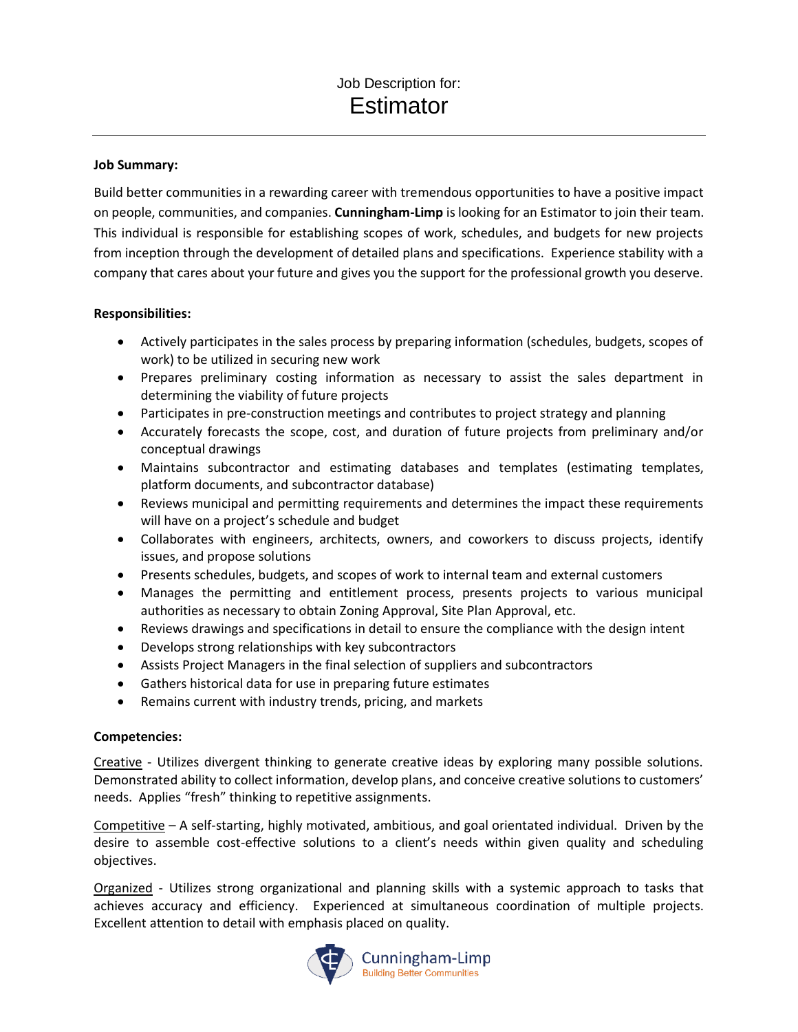Job Description for:

# Estimator

**Job Summary:**

Build better communities in a rewarding career with tremendous opportunities to have a positive impact on people, communities, and companies. **Cunningham-Limp** is looking for an Estimator to join their team. This individual is responsible for establishing scopes of work, schedules, and budgets for new projects from inception through the development of detailed plans and specifications. Experience stability with a company that cares about your future and gives you the support for the professional growth you deserve.

**Responsibilities:**

- Actively participates in the sales process by preparing information (schedules, budgets, scopes of work) to be utilized in securing new work
- Prepares preliminary costing information as necessary to assist the sales department in determining the viability of future projects
- Participates in pre-construction meetings and contributes to project strategy and planning
- Accurately forecasts the scope, cost, and duration of future projects from preliminary and/or conceptual drawings
- Maintains subcontractor and estimating databases and templates (estimating templates, platform documents, and subcontractor database)
- Reviews municipal and permitting requirements and determines the impact these requirements will have on a project's schedule and budget
- Collaborates with engineers, architects, owners, and coworkers to discuss projects, identify issues, and propose solutions
- Presents schedules, budgets, and scopes of work to internal team and external customers
- Manages the permitting and entitlement process, presents projects to various municipal authorities as necessary to obtain Zoning Approval, Site Plan Approval, etc.
- Reviews drawings and specifications in detail to ensure the compliance with the design intent
- Develops strong relationships with key subcontractors
- Assists Project Managers in the final selection of suppliers and subcontractors
- Gathers historical data for use in preparing future estimates
- Remains current with industry trends, pricing, and markets

**Competencies:**

<u>Creative</u> - Utilizes divergent thinking to generate creative ideas by exploring many possible solutions. Demonstrated ability to collect information, develop plans, and conceive creative solutions to customers' needs. Applies "fresh" thinking to repetitive assignments.

<u>Competitive</u> – A self-starting, highly motivated, ambitious, and goal orientated individual. Driven by the desire to assemble cost-effective solutions to a client's needs within given quality and scheduling objectives.

<u>Organized</u> - Utilizes strong organizational and planning skills with a systemic approach to tasks that achieves accuracy and efficiency. Experienced at simultaneous coordination of multiple projects. Excellent attention to detail with emphasis placed on quality.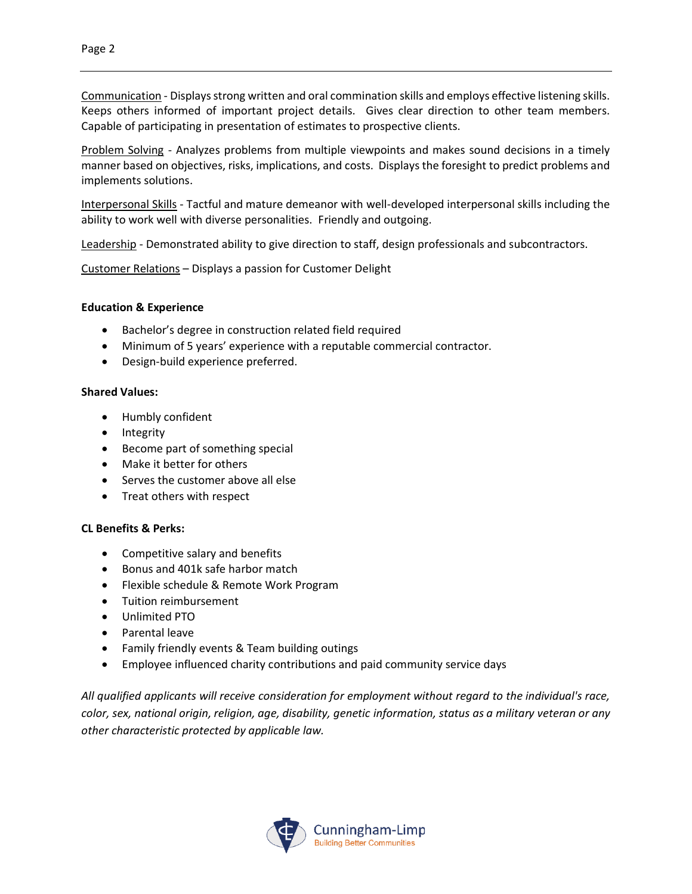<u>Communication</u> - Displays strong written and oral commination skills and employs effective listening skills. Keeps others informed of important project details. Gives clear direction to other team members. Capable of participating in presentation of estimates to prospective clients.

<u>Problem Solving</u> - Analyzes problems from multiple viewpoints and makes sound decisions in a timely manner based on objectives, risks, implications, and costs. Displays the foresight to predict problems and implements solutions.

<u>Interpersonal Skills</u> - Tactful and mature demeanor with well-developed interpersonal skills including the ability to work well with diverse personalities. Friendly and outgoing.

<u>Leadership</u> - Demonstrated ability to give direction to staff, design professionals and subcontractors.

<u>Customer Relations</u> – Displays a passion for Customer Delight

**Education & Experience**

- Bachelor's degree in construction related field required
- Minimum of 5 years' experience with a reputable commercial contractor.
- Design-build experience preferred.

**Shared Values:**

- Humbly confident
- Integrity
- Become part of something special
- Make it better for others
- Serves the customer above all else
- Treat others with respect

**CL Benefits & Perks:**

- Competitive salary and benefits
- Bonus and 401k safe harbor match
- Flexible schedule & Remote Work Program
- Tuition reimbursement
- Unlimited PTO
- Parental leave
- Family friendly events & Team building outings
- Employee influenced charity contributions and paid community service days

*All qualified applicants will receive consideration for employment without regard to the individual's race, color, sex, national origin, religion, age, disability, genetic information, status as a military veteran or any other characteristic protected by applicable law.*

Cunningham-Limp
Building Better Communities